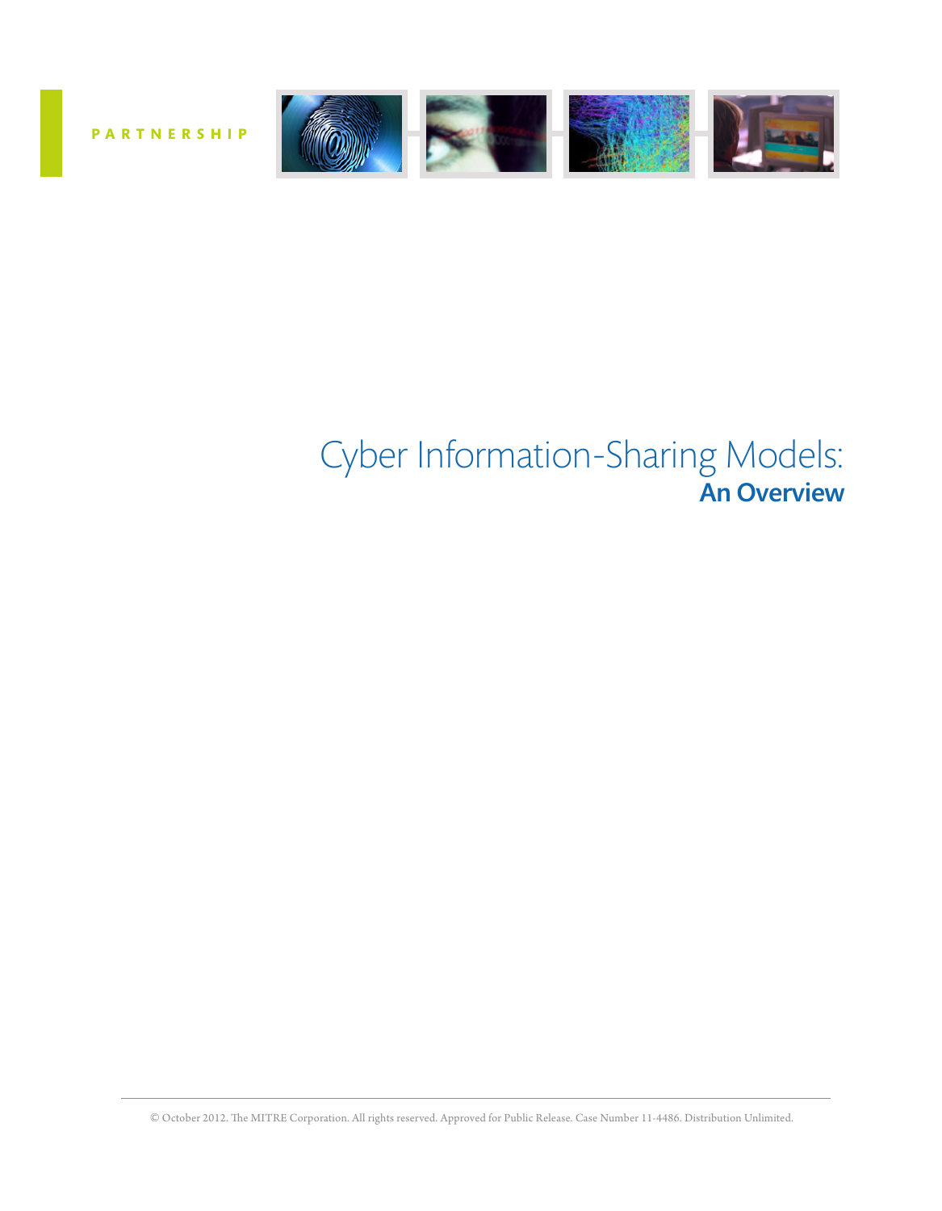PARTNERSHIP

# Cyber Information-Sharing Models: An Overview

© October 2012. The MITRE Corporation. All rights reserved. Approved for Public Release. Case Number 11-4486. Distribution Unlimited.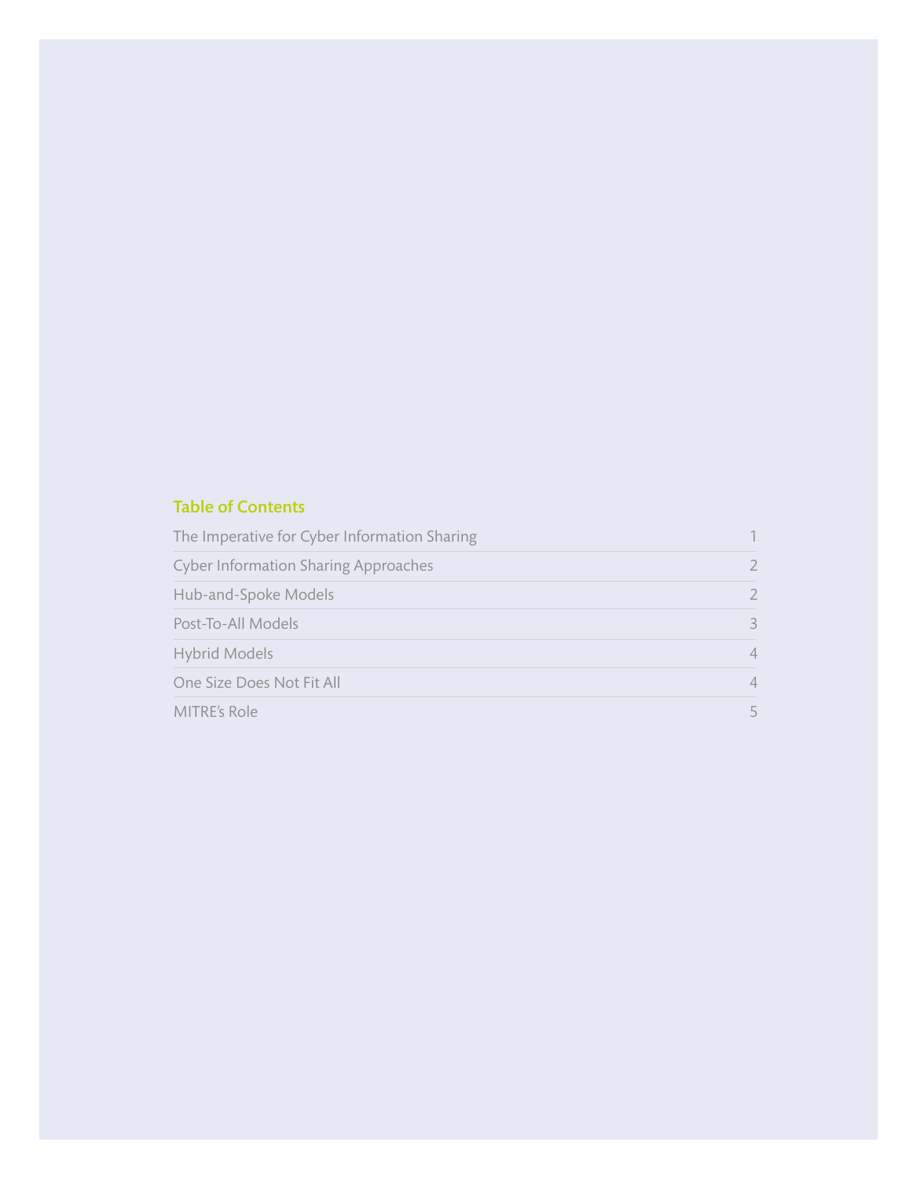## Table of Contents

| | |
|---|---|
| The Imperative for Cyber Information Sharing | 1 |
| Cyber Information Sharing Approaches | 2 |
| Hub-and-Spoke Models | 2 |
| Post-To-All Models | 3 |
| Hybrid Models | 4 |
| One Size Does Not Fit All | 4 |
| MITRE's Role | 5 |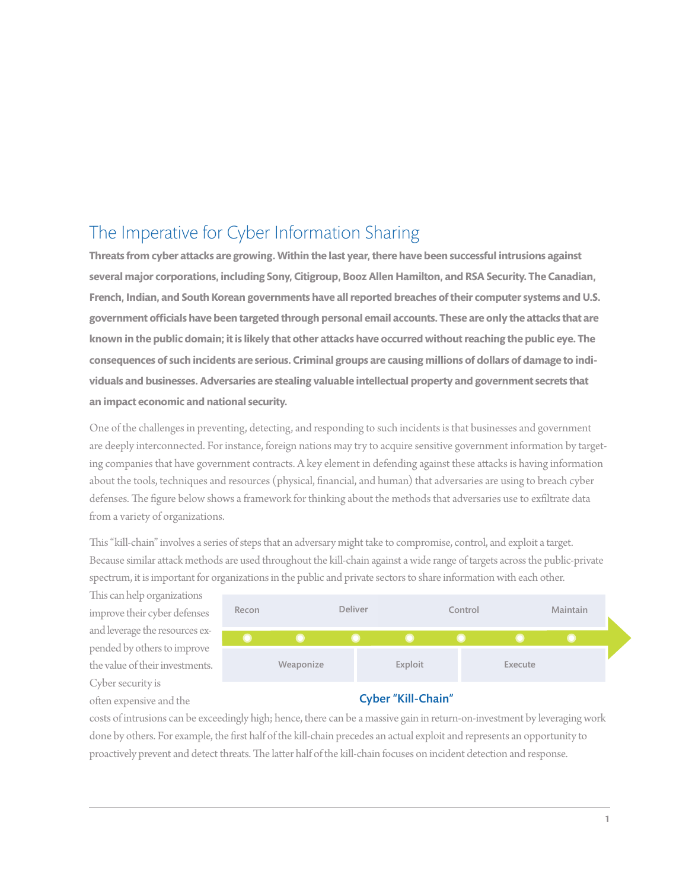# The Imperative for Cyber Information Sharing

**Threats from cyber attacks are growing. Within the last year, there have been successful intrusions against several major corporations, including Sony, Citigroup, Booz Allen Hamilton, and RSA Security. The Canadian, French, Indian, and South Korean governments have all reported breaches of their computer systems and U.S. government officials have been targeted through personal email accounts. These are only the attacks that are known in the public domain; it is likely that other attacks have occurred without reaching the public eye. The consequences of such incidents are serious. Criminal groups are causing millions of dollars of damage to individuals and businesses. Adversaries are stealing valuable intellectual property and government secrets that an impact economic and national security.**

One of the challenges in preventing, detecting, and responding to such incidents is that businesses and government are deeply interconnected. For instance, foreign nations may try to acquire sensitive government information by targeting companies that have government contracts. A key element in defending against these attacks is having information about the tools, techniques and resources (physical, financial, and human) that adversaries are using to breach cyber defenses. The figure below shows a framework for thinking about the methods that adversaries use to exfiltrate data from a variety of organizations.

This "kill-chain" involves a series of steps that an adversary might take to compromise, control, and exploit a target. Because similar attack methods are used throughout the kill-chain against a wide range of targets across the public-private spectrum, it is important for organizations in the public and private sectors to share information with each other. This can help organizations improve their cyber defenses and leverage the resources expended by others to improve the value of their investments. Cyber security is often expensive and the costs of intrusions can be exceedingly high; hence, there can be a massive gain in return-on-investment by leveraging work done by others. For example, the first half of the kill-chain precedes an actual exploit and represents an opportunity to proactively prevent and detect threats. The latter half of the kill-chain focuses on incident detection and response.

Recon → Weaponize → Deliver → Exploit → Control → Execute → Maintain

Cyber "Kill-Chain"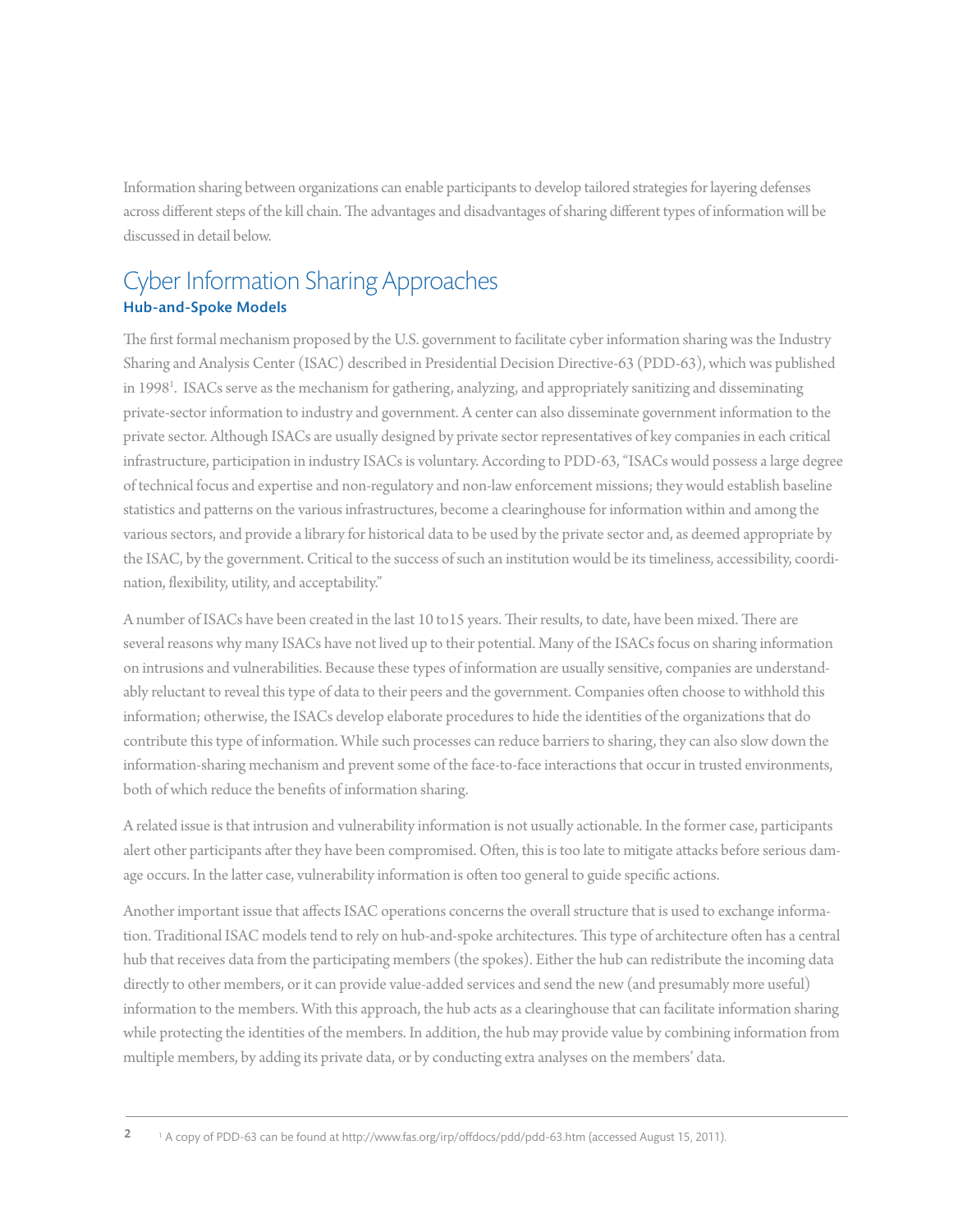Information sharing between organizations can enable participants to develop tailored strategies for layering defenses across different steps of the kill chain. The advantages and disadvantages of sharing different types of information will be discussed in detail below.

## Cyber Information Sharing Approaches

### Hub-and-Spoke Models

The first formal mechanism proposed by the U.S. government to facilitate cyber information sharing was the Industry Sharing and Analysis Center (ISAC) described in Presidential Decision Directive-63 (PDD-63), which was published in 1998[1]. ISACs serve as the mechanism for gathering, analyzing, and appropriately sanitizing and disseminating private-sector information to industry and government. A center can also disseminate government information to the private sector. Although ISACs are usually designed by private sector representatives of key companies in each critical infrastructure, participation in industry ISACs is voluntary. According to PDD-63, "ISACs would possess a large degree of technical focus and expertise and non-regulatory and non-law enforcement missions; they would establish baseline statistics and patterns on the various infrastructures, become a clearinghouse for information within and among the various sectors, and provide a library for historical data to be used by the private sector and, as deemed appropriate by the ISAC, by the government. Critical to the success of such an institution would be its timeliness, accessibility, coordination, flexibility, utility, and acceptability."

A number of ISACs have been created in the last 10 to15 years. Their results, to date, have been mixed. There are several reasons why many ISACs have not lived up to their potential. Many of the ISACs focus on sharing information on intrusions and vulnerabilities. Because these types of information are usually sensitive, companies are understandably reluctant to reveal this type of data to their peers and the government. Companies often choose to withhold this information; otherwise, the ISACs develop elaborate procedures to hide the identities of the organizations that do contribute this type of information. While such processes can reduce barriers to sharing, they can also slow down the information-sharing mechanism and prevent some of the face-to-face interactions that occur in trusted environments, both of which reduce the benefits of information sharing.

A related issue is that intrusion and vulnerability information is not usually actionable. In the former case, participants alert other participants after they have been compromised. Often, this is too late to mitigate attacks before serious damage occurs. In the latter case, vulnerability information is often too general to guide specific actions.

Another important issue that affects ISAC operations concerns the overall structure that is used to exchange information. Traditional ISAC models tend to rely on hub-and-spoke architectures. This type of architecture often has a central hub that receives data from the participating members (the spokes). Either the hub can redistribute the incoming data directly to other members, or it can provide value-added services and send the new (and presumably more useful) information to the members. With this approach, the hub acts as a clearinghouse that can facilitate information sharing while protecting the identities of the members. In addition, the hub may provide value by combining information from multiple members, by adding its private data, or by conducting extra analyses on the members' data.

---

[1] A copy of PDD-63 can be found at http://www.fas.org/irp/offdocs/pdd/pdd-63.htm (accessed August 15, 2011).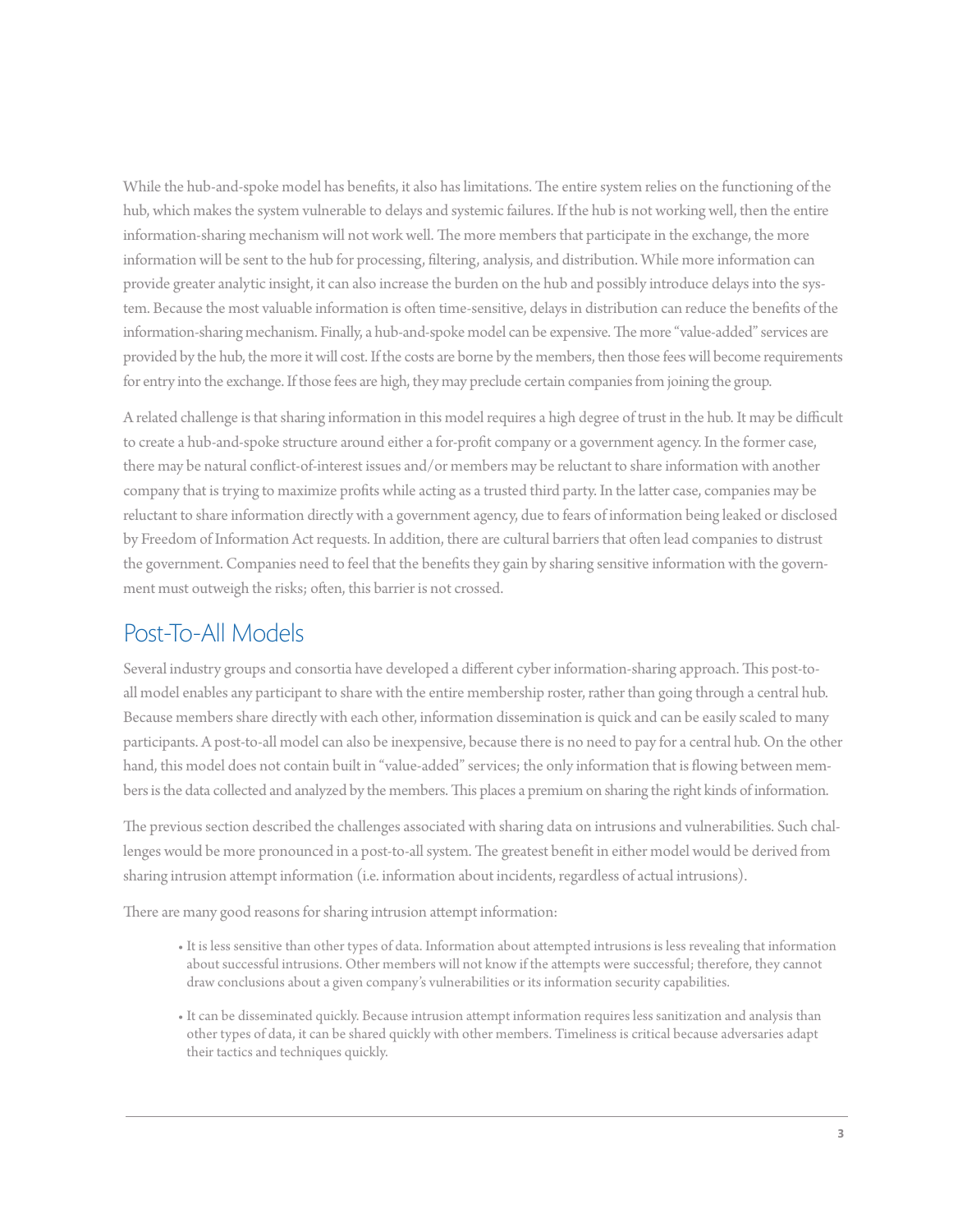While the hub-and-spoke model has benefits, it also has limitations. The entire system relies on the functioning of the hub, which makes the system vulnerable to delays and systemic failures. If the hub is not working well, then the entire information-sharing mechanism will not work well. The more members that participate in the exchange, the more information will be sent to the hub for processing, filtering, analysis, and distribution. While more information can provide greater analytic insight, it can also increase the burden on the hub and possibly introduce delays into the system. Because the most valuable information is often time-sensitive, delays in distribution can reduce the benefits of the information-sharing mechanism. Finally, a hub-and-spoke model can be expensive. The more "value-added" services are provided by the hub, the more it will cost. If the costs are borne by the members, then those fees will become requirements for entry into the exchange. If those fees are high, they may preclude certain companies from joining the group.

A related challenge is that sharing information in this model requires a high degree of trust in the hub. It may be difficult to create a hub-and-spoke structure around either a for-profit company or a government agency. In the former case, there may be natural conflict-of-interest issues and/or members may be reluctant to share information with another company that is trying to maximize profits while acting as a trusted third party. In the latter case, companies may be reluctant to share information directly with a government agency, due to fears of information being leaked or disclosed by Freedom of Information Act requests. In addition, there are cultural barriers that often lead companies to distrust the government. Companies need to feel that the benefits they gain by sharing sensitive information with the government must outweigh the risks; often, this barrier is not crossed.

## Post-To-All Models

Several industry groups and consortia have developed a different cyber information-sharing approach. This post-to-all model enables any participant to share with the entire membership roster, rather than going through a central hub. Because members share directly with each other, information dissemination is quick and can be easily scaled to many participants. A post-to-all model can also be inexpensive, because there is no need to pay for a central hub. On the other hand, this model does not contain built in "value-added" services; the only information that is flowing between members is the data collected and analyzed by the members. This places a premium on sharing the right kinds of information.

The previous section described the challenges associated with sharing data on intrusions and vulnerabilities. Such challenges would be more pronounced in a post-to-all system. The greatest benefit in either model would be derived from sharing intrusion attempt information (i.e. information about incidents, regardless of actual intrusions).

There are many good reasons for sharing intrusion attempt information:

- It is less sensitive than other types of data. Information about attempted intrusions is less revealing that information about successful intrusions. Other members will not know if the attempts were successful; therefore, they cannot draw conclusions about a given company's vulnerabilities or its information security capabilities.
- It can be disseminated quickly. Because intrusion attempt information requires less sanitization and analysis than other types of data, it can be shared quickly with other members. Timeliness is critical because adversaries adapt their tactics and techniques quickly.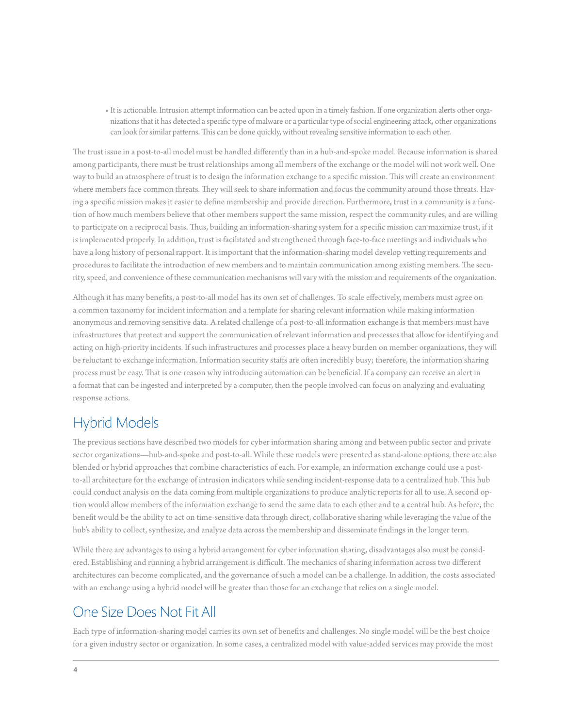- It is actionable. Intrusion attempt information can be acted upon in a timely fashion. If one organization alerts other organizations that it has detected a specific type of malware or a particular type of social engineering attack, other organizations can look for similar patterns. This can be done quickly, without revealing sensitive information to each other.

The trust issue in a post-to-all model must be handled differently than in a hub-and-spoke model. Because information is shared among participants, there must be trust relationships among all members of the exchange or the model will not work well. One way to build an atmosphere of trust is to design the information exchange to a specific mission. This will create an environment where members face common threats. They will seek to share information and focus the community around those threats. Having a specific mission makes it easier to define membership and provide direction. Furthermore, trust in a community is a function of how much members believe that other members support the same mission, respect the community rules, and are willing to participate on a reciprocal basis. Thus, building an information-sharing system for a specific mission can maximize trust, if it is implemented properly. In addition, trust is facilitated and strengthened through face-to-face meetings and individuals who have a long history of personal rapport. It is important that the information-sharing model develop vetting requirements and procedures to facilitate the introduction of new members and to maintain communication among existing members. The security, speed, and convenience of these communication mechanisms will vary with the mission and requirements of the organization.

Although it has many benefits, a post-to-all model has its own set of challenges. To scale effectively, members must agree on a common taxonomy for incident information and a template for sharing relevant information while making information anonymous and removing sensitive data. A related challenge of a post-to-all information exchange is that members must have infrastructures that protect and support the communication of relevant information and processes that allow for identifying and acting on high-priority incidents. If such infrastructures and processes place a heavy burden on member organizations, they will be reluctant to exchange information. Information security staffs are often incredibly busy; therefore, the information sharing process must be easy. That is one reason why introducing automation can be beneficial. If a company can receive an alert in a format that can be ingested and interpreted by a computer, then the people involved can focus on analyzing and evaluating response actions.

## Hybrid Models

The previous sections have described two models for cyber information sharing among and between public sector and private sector organizations—hub-and-spoke and post-to-all. While these models were presented as stand-alone options, there are also blended or hybrid approaches that combine characteristics of each. For example, an information exchange could use a post-to-all architecture for the exchange of intrusion indicators while sending incident-response data to a centralized hub. This hub could conduct analysis on the data coming from multiple organizations to produce analytic reports for all to use. A second option would allow members of the information exchange to send the same data to each other and to a central hub. As before, the benefit would be the ability to act on time-sensitive data through direct, collaborative sharing while leveraging the value of the hub's ability to collect, synthesize, and analyze data across the membership and disseminate findings in the longer term.

While there are advantages to using a hybrid arrangement for cyber information sharing, disadvantages also must be considered. Establishing and running a hybrid arrangement is difficult. The mechanics of sharing information across two different architectures can become complicated, and the governance of such a model can be a challenge. In addition, the costs associated with an exchange using a hybrid model will be greater than those for an exchange that relies on a single model.

## One Size Does Not Fit All

Each type of information-sharing model carries its own set of benefits and challenges. No single model will be the best choice for a given industry sector or organization. In some cases, a centralized model with value-added services may provide the most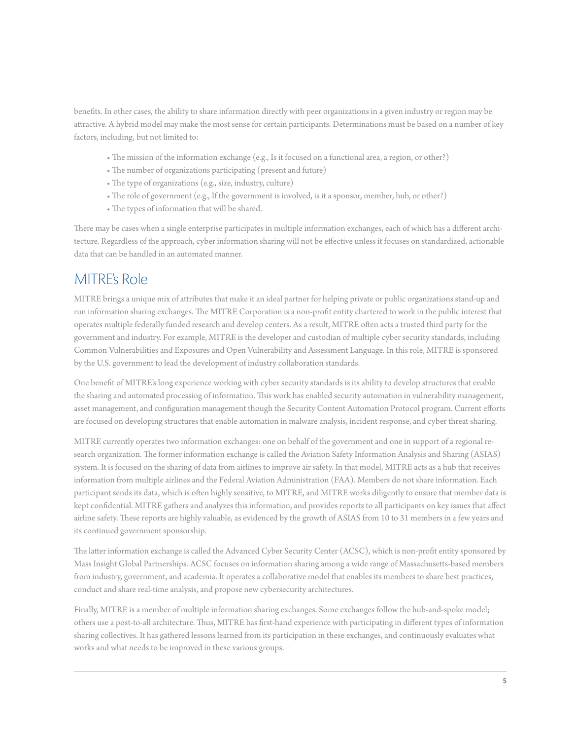benefits. In other cases, the ability to share information directly with peer organizations in a given industry or region may be attractive. A hybrid model may make the most sense for certain participants. Determinations must be based on a number of key factors, including, but not limited to:

- The mission of the information exchange (e.g., Is it focused on a functional area, a region, or other?)
- The number of organizations participating (present and future)
- The type of organizations (e.g., size, industry, culture)
- The role of government (e.g., If the government is involved, is it a sponsor, member, hub, or other?)
- The types of information that will be shared.

There may be cases when a single enterprise participates in multiple information exchanges, each of which has a different architecture. Regardless of the approach, cyber information sharing will not be effective unless it focuses on standardized, actionable data that can be handled in an automated manner.

## MITRE's Role

MITRE brings a unique mix of attributes that make it an ideal partner for helping private or public organizations stand-up and run information sharing exchanges. The MITRE Corporation is a non-profit entity chartered to work in the public interest that operates multiple federally funded research and develop centers. As a result, MITRE often acts a trusted third party for the government and industry. For example, MITRE is the developer and custodian of multiple cyber security standards, including Common Vulnerabilities and Exposures and Open Vulnerability and Assessment Language. In this role, MITRE is sponsored by the U.S. government to lead the development of industry collaboration standards.

One benefit of MITRE's long experience working with cyber security standards is its ability to develop structures that enable the sharing and automated processing of information. This work has enabled security automation in vulnerability management, asset management, and configuration management though the Security Content Automation Protocol program. Current efforts are focused on developing structures that enable automation in malware analysis, incident response, and cyber threat sharing.

MITRE currently operates two information exchanges: one on behalf of the government and one in support of a regional research organization. The former information exchange is called the Aviation Safety Information Analysis and Sharing (ASIAS) system. It is focused on the sharing of data from airlines to improve air safety. In that model, MITRE acts as a hub that receives information from multiple airlines and the Federal Aviation Administration (FAA). Members do not share information. Each participant sends its data, which is often highly sensitive, to MITRE, and MITRE works diligently to ensure that member data is kept confidential. MITRE gathers and analyzes this information, and provides reports to all participants on key issues that affect airline safety. These reports are highly valuable, as evidenced by the growth of ASIAS from 10 to 31 members in a few years and its continued government sponsorship.

The latter information exchange is called the Advanced Cyber Security Center (ACSC), which is non-profit entity sponsored by Mass Insight Global Partnerships. ACSC focuses on information sharing among a wide range of Massachusetts-based members from industry, government, and academia. It operates a collaborative model that enables its members to share best practices, conduct and share real-time analysis, and propose new cybersecurity architectures.

Finally, MITRE is a member of multiple information sharing exchanges. Some exchanges follow the hub-and-spoke model; others use a post-to-all architecture. Thus, MITRE has first-hand experience with participating in different types of information sharing collectives. It has gathered lessons learned from its participation in these exchanges, and continuously evaluates what works and what needs to be improved in these various groups.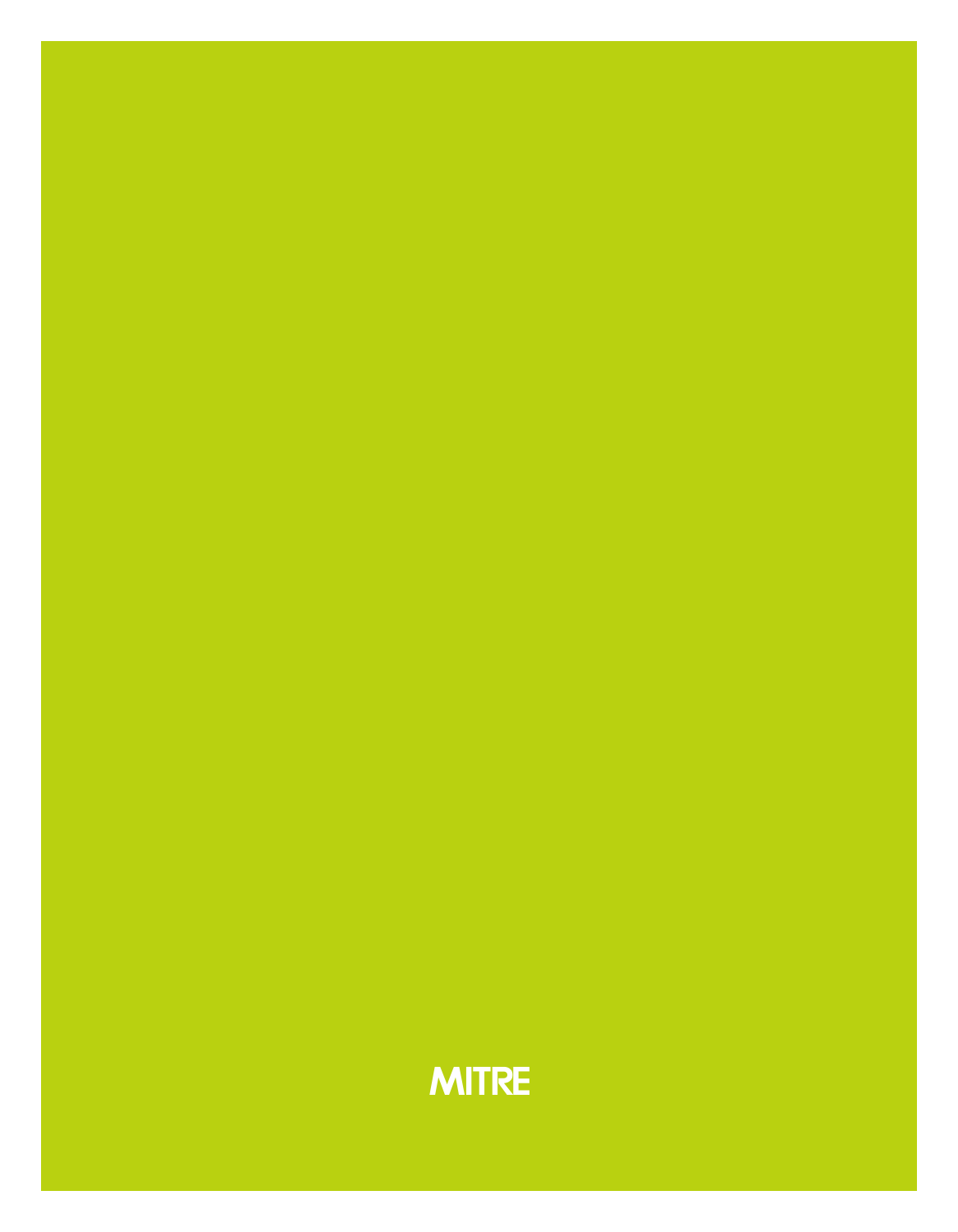MITRE